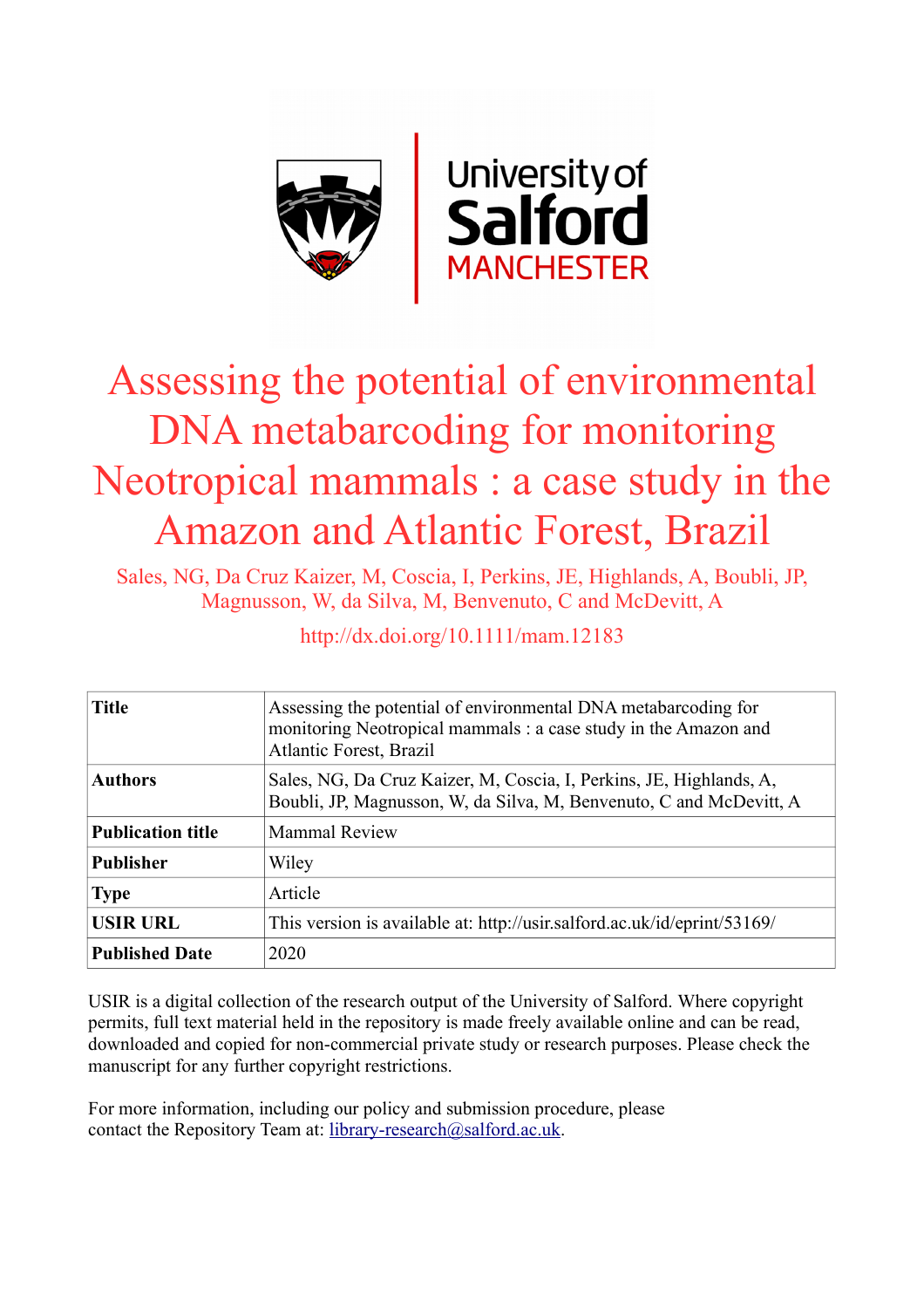University of Salford MANCHESTER

# Assessing the potential of environmental DNA metabarcoding for monitoring Neotropical mammals : a case study in the Amazon and Atlantic Forest, Brazil

Sales, NG, Da Cruz Kaizer, M, Coscia, I, Perkins, JE, Highlands, A, Boubli, JP, Magnusson, W, da Silva, M, Benvenuto, C and McDevitt, A

http://dx.doi.org/10.1111/mam.12183

| Title | Assessing the potential of environmental DNA metabarcoding for monitoring Neotropical mammals : a case study in the Amazon and Atlantic Forest, Brazil |
|---|---|
| **Authors** | Sales, NG, Da Cruz Kaizer, M, Coscia, I, Perkins, JE, Highlands, A, Boubli, JP, Magnusson, W, da Silva, M, Benvenuto, C and McDevitt, A |
| **Publication title** | Mammal Review |
| **Publisher** | Wiley |
| **Type** | Article |
| **USIR URL** | This version is available at: http://usir.salford.ac.uk/id/eprint/53169/ |
| **Published Date** | 2020 |

USIR is a digital collection of the research output of the University of Salford. Where copyright permits, full text material held in the repository is made freely available online and can be read, downloaded and copied for non-commercial private study or research purposes. Please check the manuscript for any further copyright restrictions.

For more information, including our policy and submission procedure, please contact the Repository Team at: library-research@salford.ac.uk.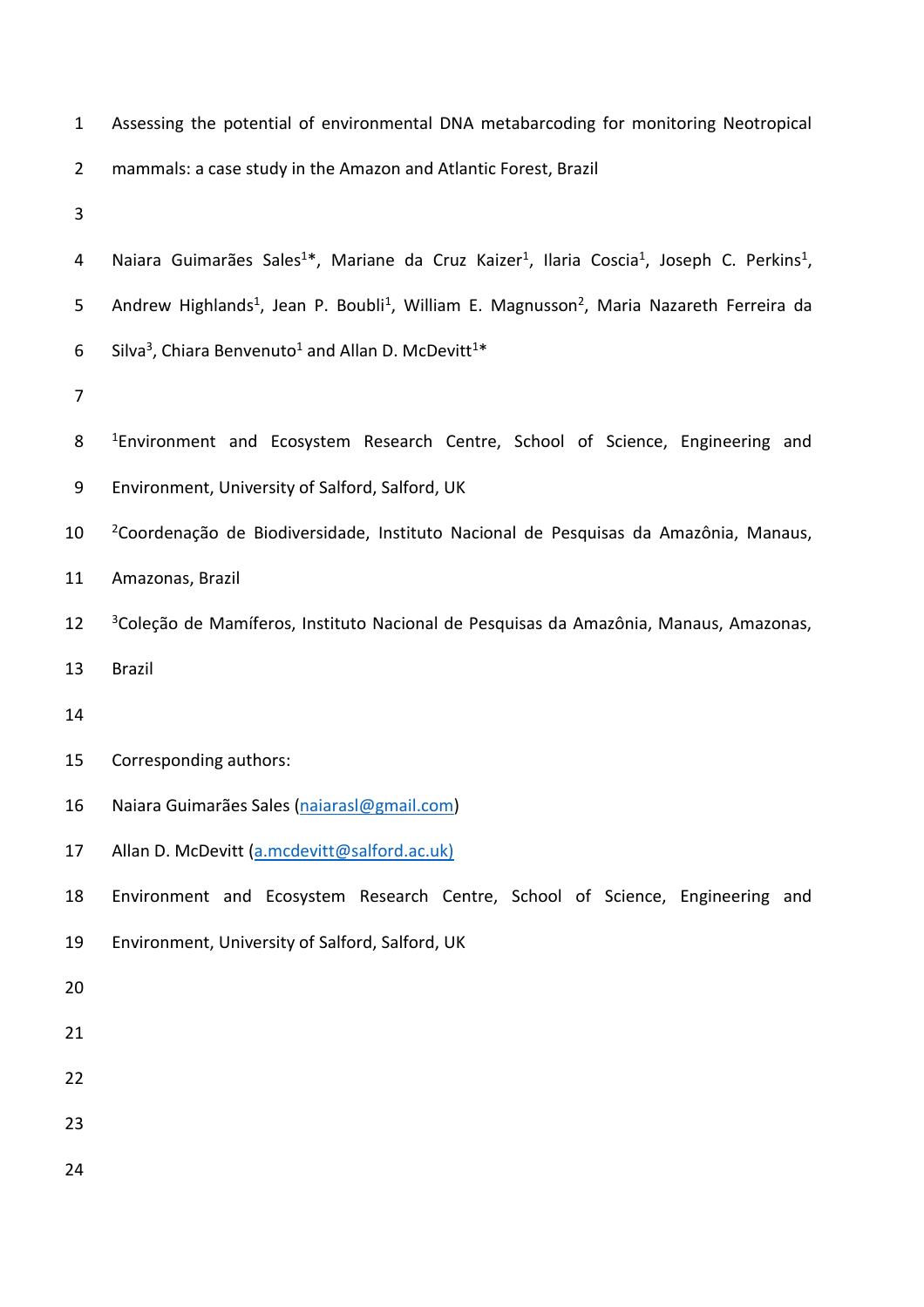# Assessing the potential of environmental DNA metabarcoding for monitoring Neotropical mammals: a case study in the Amazon and Atlantic Forest, Brazil

Naiara Guimarães Sales[1]*, Mariane da Cruz Kaizer[1], Ilaria Coscia[1], Joseph C. Perkins[1], Andrew Highlands[1], Jean P. Boubli[1], William E. Magnusson[2], Maria Nazareth Ferreira da Silva[3], Chiara Benvenuto[1] and Allan D. McDevitt[1]*

[1]Environment and Ecosystem Research Centre, School of Science, Engineering and Environment, University of Salford, Salford, UK

[2]Coordenação de Biodiversidade, Instituto Nacional de Pesquisas da Amazônia, Manaus, Amazonas, Brazil

[3]Coleção de Mamíferos, Instituto Nacional de Pesquisas da Amazônia, Manaus, Amazonas, Brazil

Corresponding authors:

Naiara Guimarães Sales (naiarasl@gmail.com)

Allan D. McDevitt (a.mcdevitt@salford.ac.uk)

Environment and Ecosystem Research Centre, School of Science, Engineering and Environment, University of Salford, Salford, UK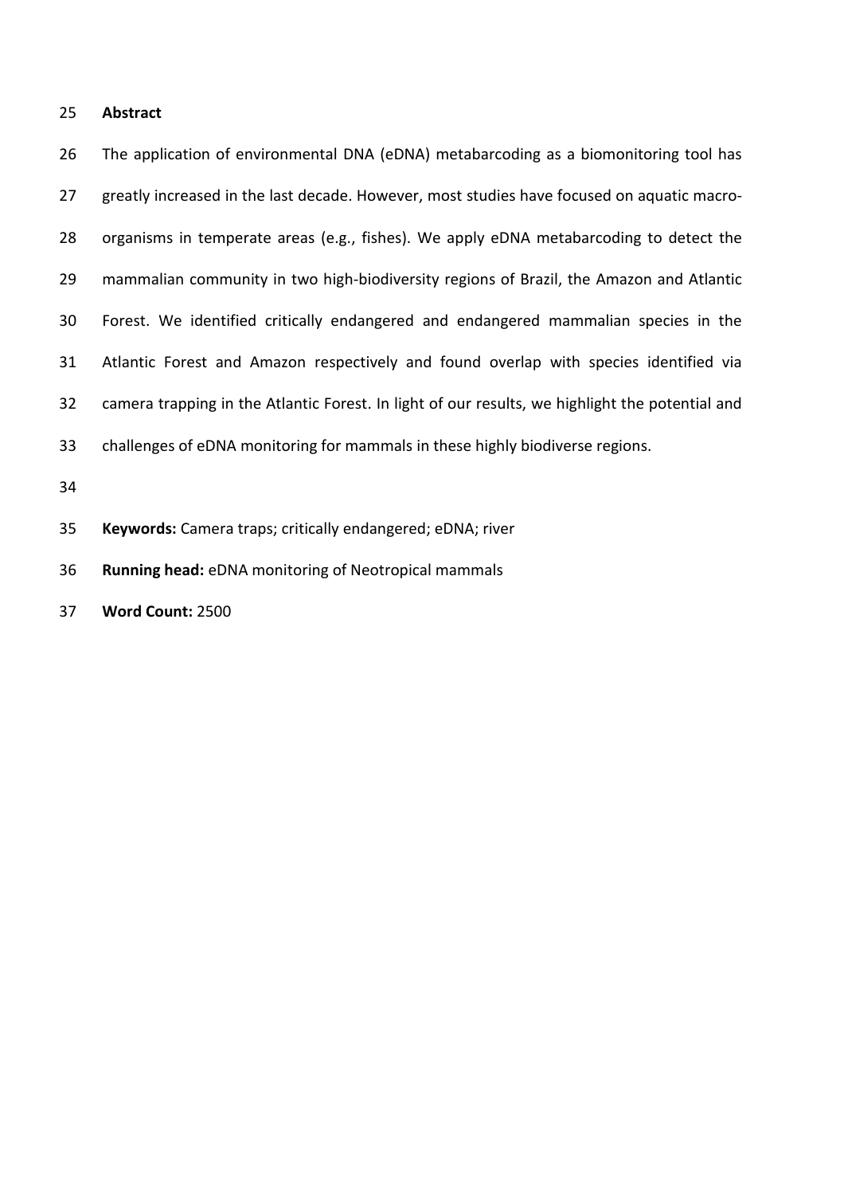## Abstract

The application of environmental DNA (eDNA) metabarcoding as a biomonitoring tool has greatly increased in the last decade. However, most studies have focused on aquatic macro-organisms in temperate areas (e.g., fishes). We apply eDNA metabarcoding to detect the mammalian community in two high-biodiversity regions of Brazil, the Amazon and Atlantic Forest. We identified critically endangered and endangered mammalian species in the Atlantic Forest and Amazon respectively and found overlap with species identified via camera trapping in the Atlantic Forest. In light of our results, we highlight the potential and challenges of eDNA monitoring for mammals in these highly biodiverse regions.

**Keywords:** Camera traps; critically endangered; eDNA; river

**Running head:** eDNA monitoring of Neotropical mammals

**Word Count:** 2500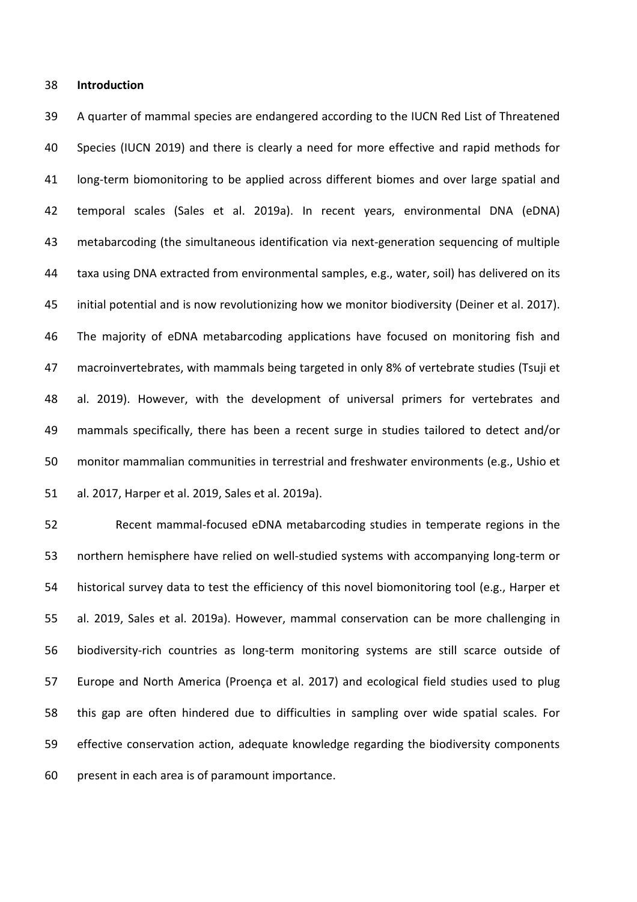## Introduction

A quarter of mammal species are endangered according to the IUCN Red List of Threatened Species (IUCN 2019) and there is clearly a need for more effective and rapid methods for long-term biomonitoring to be applied across different biomes and over large spatial and temporal scales (Sales et al. 2019a). In recent years, environmental DNA (eDNA) metabarcoding (the simultaneous identification via next-generation sequencing of multiple taxa using DNA extracted from environmental samples, e.g., water, soil) has delivered on its initial potential and is now revolutionizing how we monitor biodiversity (Deiner et al. 2017). The majority of eDNA metabarcoding applications have focused on monitoring fish and macroinvertebrates, with mammals being targeted in only 8% of vertebrate studies (Tsuji et al. 2019). However, with the development of universal primers for vertebrates and mammals specifically, there has been a recent surge in studies tailored to detect and/or monitor mammalian communities in terrestrial and freshwater environments (e.g., Ushio et al. 2017, Harper et al. 2019, Sales et al. 2019a).

Recent mammal-focused eDNA metabarcoding studies in temperate regions in the northern hemisphere have relied on well-studied systems with accompanying long-term or historical survey data to test the efficiency of this novel biomonitoring tool (e.g., Harper et al. 2019, Sales et al. 2019a). However, mammal conservation can be more challenging in biodiversity-rich countries as long-term monitoring systems are still scarce outside of Europe and North America (Proença et al. 2017) and ecological field studies used to plug this gap are often hindered due to difficulties in sampling over wide spatial scales. For effective conservation action, adequate knowledge regarding the biodiversity components present in each area is of paramount importance.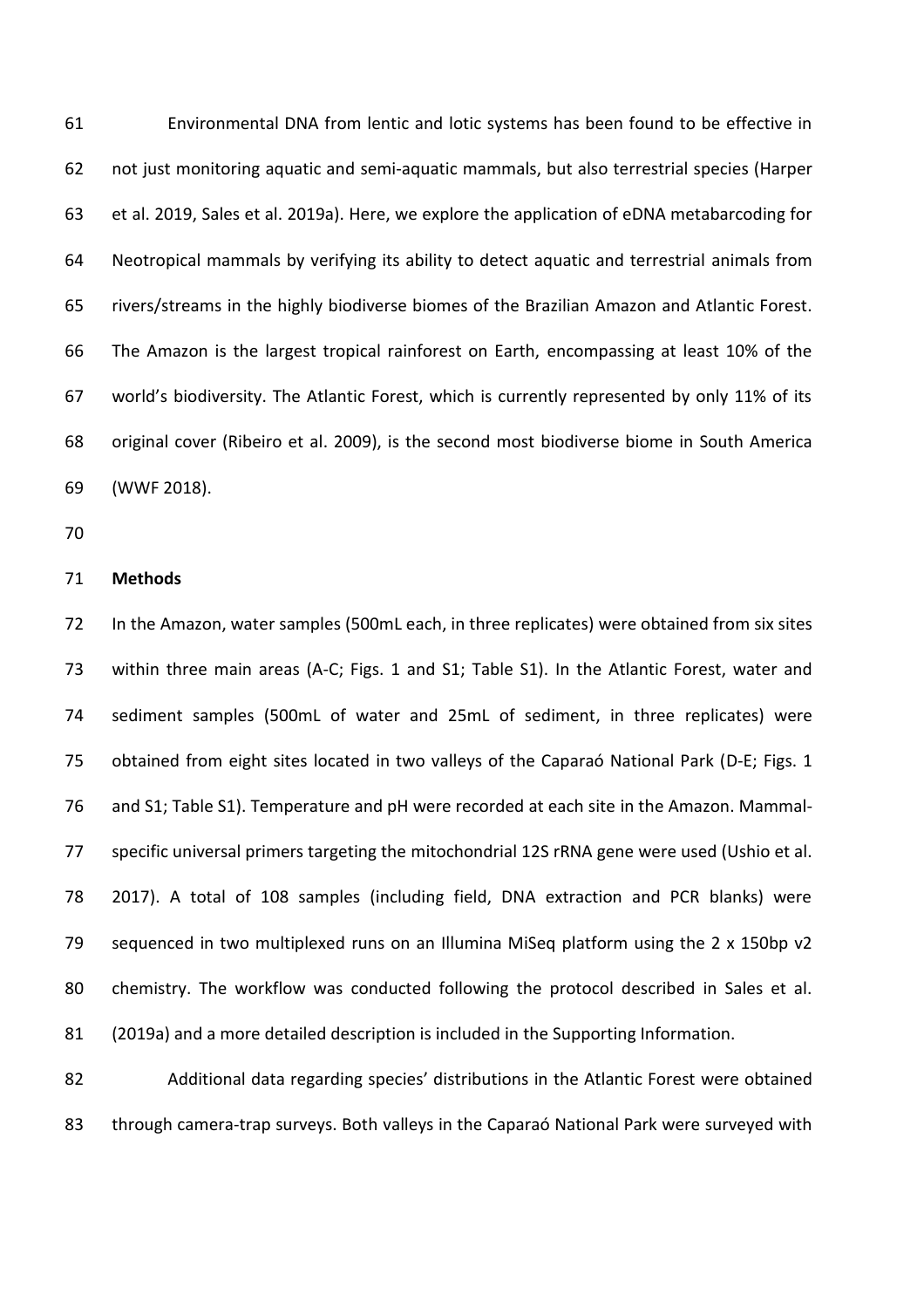Environmental DNA from lentic and lotic systems has been found to be effective in not just monitoring aquatic and semi-aquatic mammals, but also terrestrial species (Harper et al. 2019, Sales et al. 2019a). Here, we explore the application of eDNA metabarcoding for Neotropical mammals by verifying its ability to detect aquatic and terrestrial animals from rivers/streams in the highly biodiverse biomes of the Brazilian Amazon and Atlantic Forest. The Amazon is the largest tropical rainforest on Earth, encompassing at least 10% of the world's biodiversity. The Atlantic Forest, which is currently represented by only 11% of its original cover (Ribeiro et al. 2009), is the second most biodiverse biome in South America (WWF 2018).

## Methods

In the Amazon, water samples (500mL each, in three replicates) were obtained from six sites within three main areas (A-C; Figs. 1 and S1; Table S1). In the Atlantic Forest, water and sediment samples (500mL of water and 25mL of sediment, in three replicates) were obtained from eight sites located in two valleys of the Caparaó National Park (D-E; Figs. 1 and S1; Table S1). Temperature and pH were recorded at each site in the Amazon. Mammal-specific universal primers targeting the mitochondrial 12S rRNA gene were used (Ushio et al. 2017). A total of 108 samples (including field, DNA extraction and PCR blanks) were sequenced in two multiplexed runs on an Illumina MiSeq platform using the 2 x 150bp v2 chemistry. The workflow was conducted following the protocol described in Sales et al. (2019a) and a more detailed description is included in the Supporting Information.

Additional data regarding species' distributions in the Atlantic Forest were obtained through camera-trap surveys. Both valleys in the Caparaó National Park were surveyed with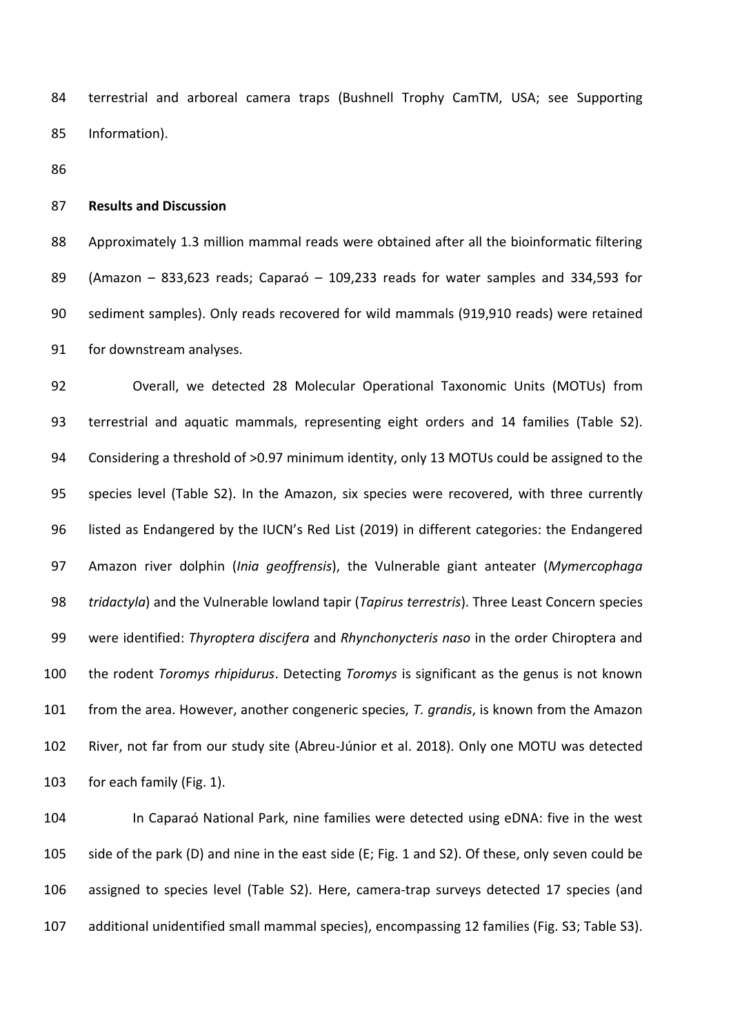terrestrial and arboreal camera traps (Bushnell Trophy CamTM, USA; see Supporting Information).

**Results and Discussion**

Approximately 1.3 million mammal reads were obtained after all the bioinformatic filtering (Amazon – 833,623 reads; Caparaó – 109,233 reads for water samples and 334,593 for sediment samples). Only reads recovered for wild mammals (919,910 reads) were retained for downstream analyses.

Overall, we detected 28 Molecular Operational Taxonomic Units (MOTUs) from terrestrial and aquatic mammals, representing eight orders and 14 families (Table S2). Considering a threshold of >0.97 minimum identity, only 13 MOTUs could be assigned to the species level (Table S2). In the Amazon, six species were recovered, with three currently listed as Endangered by the IUCN's Red List (2019) in different categories: the Endangered Amazon river dolphin (*Inia geoffrensis*), the Vulnerable giant anteater (*Mymercophaga tridactyla*) and the Vulnerable lowland tapir (*Tapirus terrestris*). Three Least Concern species were identified: *Thyroptera discifera* and *Rhynchonycteris naso* in the order Chiroptera and the rodent *Toromys rhipidurus*. Detecting *Toromys* is significant as the genus is not known from the area. However, another congeneric species, *T. grandis*, is known from the Amazon River, not far from our study site (Abreu-Júnior et al. 2018). Only one MOTU was detected for each family (Fig. 1).

In Caparaó National Park, nine families were detected using eDNA: five in the west side of the park (D) and nine in the east side (E; Fig. 1 and S2). Of these, only seven could be assigned to species level (Table S2). Here, camera-trap surveys detected 17 species (and additional unidentified small mammal species), encompassing 12 families (Fig. S3; Table S3).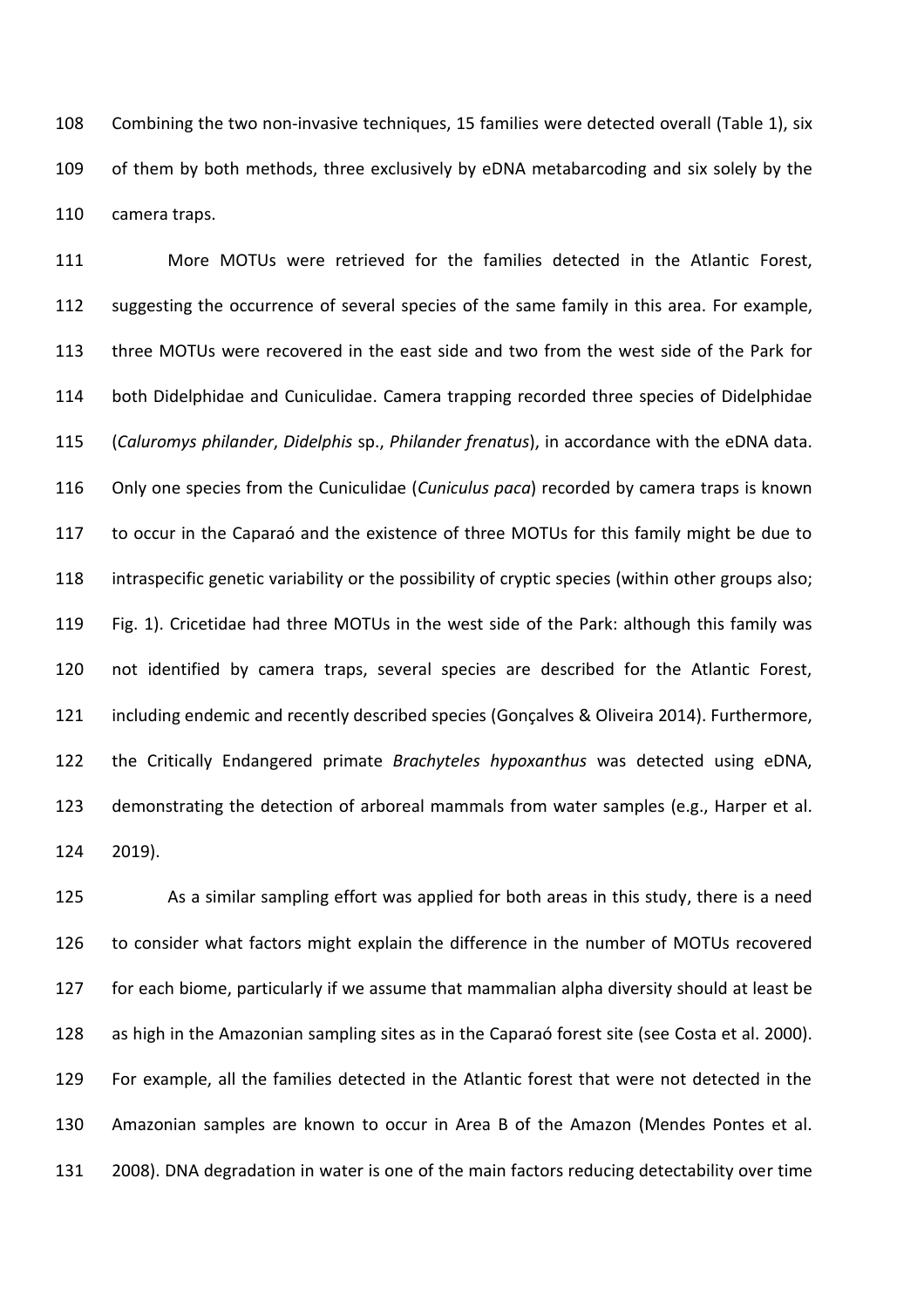Combining the two non-invasive techniques, 15 families were detected overall (Table 1), six of them by both methods, three exclusively by eDNA metabarcoding and six solely by the camera traps.

More MOTUs were retrieved for the families detected in the Atlantic Forest, suggesting the occurrence of several species of the same family in this area. For example, three MOTUs were recovered in the east side and two from the west side of the Park for both Didelphidae and Cuniculidae. Camera trapping recorded three species of Didelphidae (*Caluromys philander*, *Didelphis* sp., *Philander frenatus*), in accordance with the eDNA data. Only one species from the Cuniculidae (*Cuniculus paca*) recorded by camera traps is known to occur in the Caparaó and the existence of three MOTUs for this family might be due to intraspecific genetic variability or the possibility of cryptic species (within other groups also; Fig. 1). Cricetidae had three MOTUs in the west side of the Park: although this family was not identified by camera traps, several species are described for the Atlantic Forest, including endemic and recently described species (Gonçalves & Oliveira 2014). Furthermore, the Critically Endangered primate *Brachyteles hypoxanthus* was detected using eDNA, demonstrating the detection of arboreal mammals from water samples (e.g., Harper et al. 2019).

As a similar sampling effort was applied for both areas in this study, there is a need to consider what factors might explain the difference in the number of MOTUs recovered for each biome, particularly if we assume that mammalian alpha diversity should at least be as high in the Amazonian sampling sites as in the Caparaó forest site (see Costa et al. 2000). For example, all the families detected in the Atlantic forest that were not detected in the Amazonian samples are known to occur in Area B of the Amazon (Mendes Pontes et al. 2008). DNA degradation in water is one of the main factors reducing detectability over time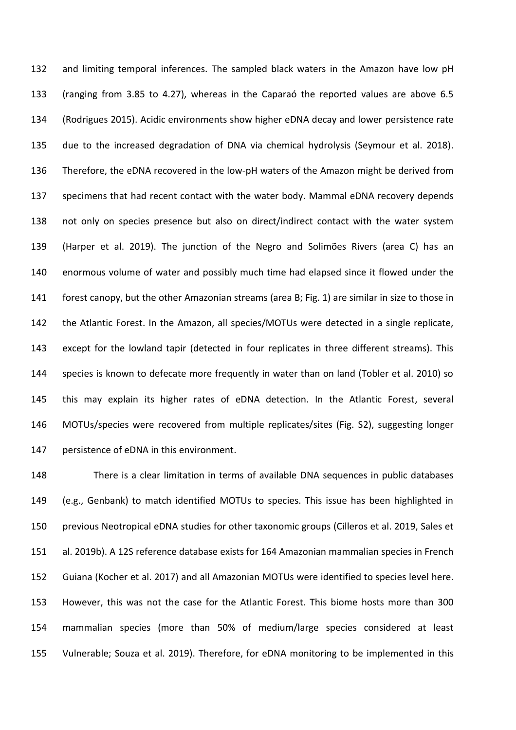and limiting temporal inferences. The sampled black waters in the Amazon have low pH (ranging from 3.85 to 4.27), whereas in the Caparaó the reported values are above 6.5 (Rodrigues 2015). Acidic environments show higher eDNA decay and lower persistence rate due to the increased degradation of DNA via chemical hydrolysis (Seymour et al. 2018). Therefore, the eDNA recovered in the low-pH waters of the Amazon might be derived from specimens that had recent contact with the water body. Mammal eDNA recovery depends not only on species presence but also on direct/indirect contact with the water system (Harper et al. 2019). The junction of the Negro and Solimões Rivers (area C) has an enormous volume of water and possibly much time had elapsed since it flowed under the forest canopy, but the other Amazonian streams (area B; Fig. 1) are similar in size to those in the Atlantic Forest. In the Amazon, all species/MOTUs were detected in a single replicate, except for the lowland tapir (detected in four replicates in three different streams). This species is known to defecate more frequently in water than on land (Tobler et al. 2010) so this may explain its higher rates of eDNA detection. In the Atlantic Forest, several MOTUs/species were recovered from multiple replicates/sites (Fig. S2), suggesting longer persistence of eDNA in this environment.

There is a clear limitation in terms of available DNA sequences in public databases (e.g., Genbank) to match identified MOTUs to species. This issue has been highlighted in previous Neotropical eDNA studies for other taxonomic groups (Cilleros et al. 2019, Sales et al. 2019b). A 12S reference database exists for 164 Amazonian mammalian species in French Guiana (Kocher et al. 2017) and all Amazonian MOTUs were identified to species level here. However, this was not the case for the Atlantic Forest. This biome hosts more than 300 mammalian species (more than 50% of medium/large species considered at least Vulnerable; Souza et al. 2019). Therefore, for eDNA monitoring to be implemented in this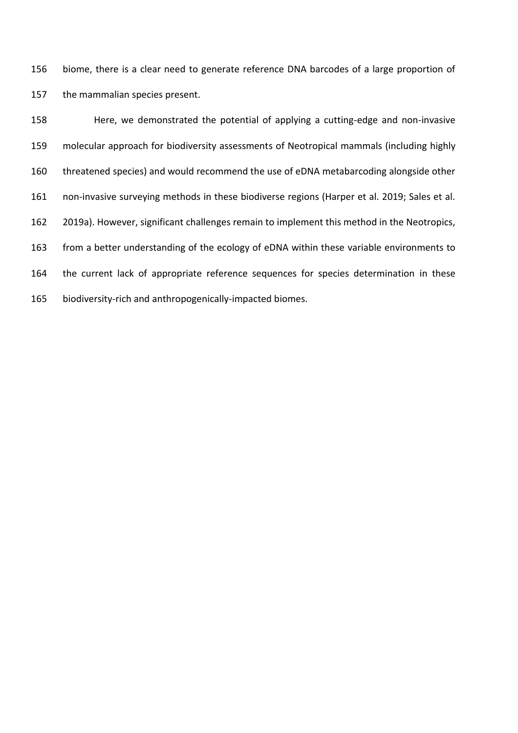biome, there is a clear need to generate reference DNA barcodes of a large proportion of the mammalian species present.

Here, we demonstrated the potential of applying a cutting-edge and non-invasive molecular approach for biodiversity assessments of Neotropical mammals (including highly threatened species) and would recommend the use of eDNA metabarcoding alongside other non-invasive surveying methods in these biodiverse regions (Harper et al. 2019; Sales et al. 2019a). However, significant challenges remain to implement this method in the Neotropics, from a better understanding of the ecology of eDNA within these variable environments to the current lack of appropriate reference sequences for species determination in these biodiversity-rich and anthropogenically-impacted biomes.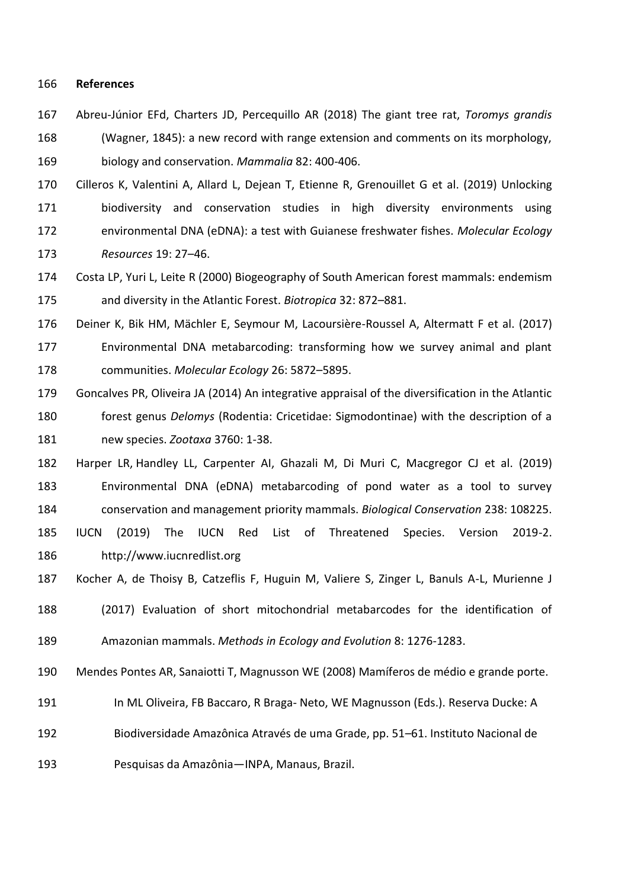# References

Abreu-Júnior EFd, Charters JD, Percequillo AR (2018) The giant tree rat, *Toromys grandis* (Wagner, 1845): a new record with range extension and comments on its morphology, biology and conservation. *Mammalia* 82: 400-406.

Cilleros K, Valentini A, Allard L, Dejean T, Etienne R, Grenouillet G et al. (2019) Unlocking biodiversity and conservation studies in high diversity environments using environmental DNA (eDNA): a test with Guianese freshwater fishes. *Molecular Ecology Resources* 19: 27–46.

Costa LP, Yuri L, Leite R (2000) Biogeography of South American forest mammals: endemism and diversity in the Atlantic Forest. *Biotropica* 32: 872–881.

Deiner K, Bik HM, Mächler E, Seymour M, Lacoursière-Roussel A, Altermatt F et al. (2017) Environmental DNA metabarcoding: transforming how we survey animal and plant communities. *Molecular Ecology* 26: 5872–5895.

Goncalves PR, Oliveira JA (2014) An integrative appraisal of the diversification in the Atlantic forest genus *Delomys* (Rodentia: Cricetidae: Sigmodontinae) with the description of a new species. *Zootaxa* 3760: 1-38.

Harper LR, Handley LL, Carpenter AI, Ghazali M, Di Muri C, Macgregor CJ et al. (2019) Environmental DNA (eDNA) metabarcoding of pond water as a tool to survey conservation and management priority mammals. *Biological Conservation* 238: 108225.

IUCN (2019) The IUCN Red List of Threatened Species. Version 2019-2. http://www.iucnredlist.org

Kocher A, de Thoisy B, Catzeflis F, Huguin M, Valiere S, Zinger L, Banuls A-L, Murienne J (2017) Evaluation of short mitochondrial metabarcodes for the identification of Amazonian mammals. *Methods in Ecology and Evolution* 8: 1276-1283.

Mendes Pontes AR, Sanaiotti T, Magnusson WE (2008) Mamíferos de médio e grande porte. In ML Oliveira, FB Baccaro, R Braga- Neto, WE Magnusson (Eds.). Reserva Ducke: A Biodiversidade Amazônica Através de uma Grade, pp. 51–61. Instituto Nacional de Pesquisas da Amazônia—INPA, Manaus, Brazil.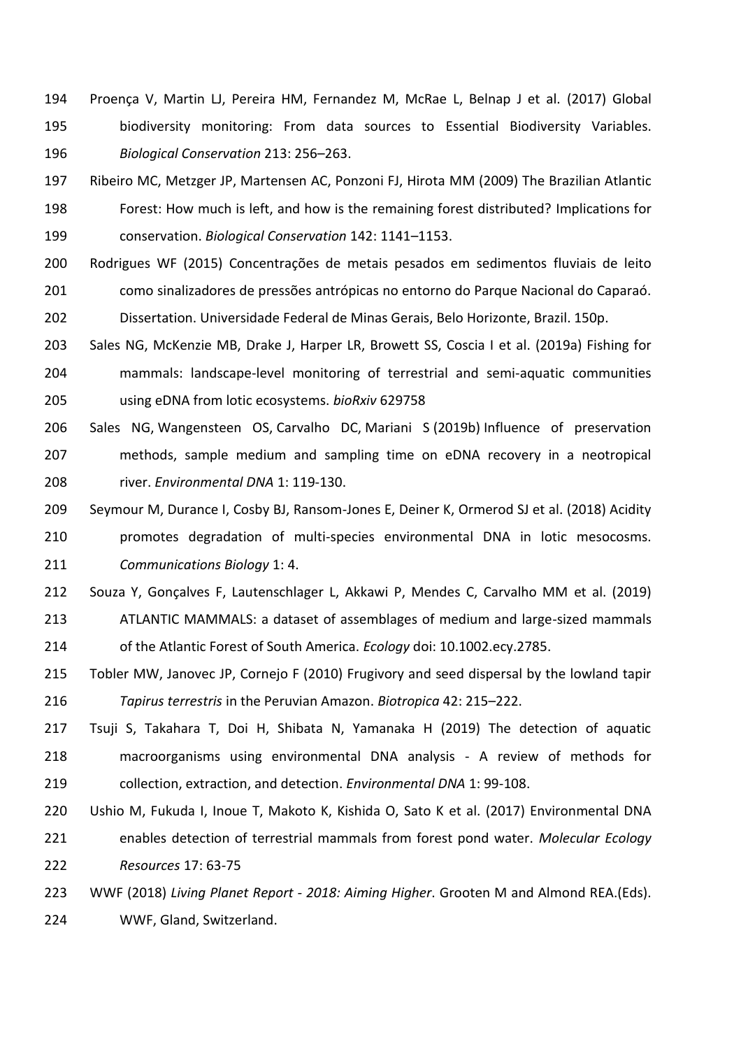Proença V, Martin LJ, Pereira HM, Fernandez M, McRae L, Belnap J et al. (2017) Global biodiversity monitoring: From data sources to Essential Biodiversity Variables. *Biological Conservation* 213: 256–263.

Ribeiro MC, Metzger JP, Martensen AC, Ponzoni FJ, Hirota MM (2009) The Brazilian Atlantic Forest: How much is left, and how is the remaining forest distributed? Implications for conservation. *Biological Conservation* 142: 1141–1153.

Rodrigues WF (2015) Concentrações de metais pesados em sedimentos fluviais de leito como sinalizadores de pressões antrópicas no entorno do Parque Nacional do Caparaó. Dissertation. Universidade Federal de Minas Gerais, Belo Horizonte, Brazil. 150p.

Sales NG, McKenzie MB, Drake J, Harper LR, Browett SS, Coscia I et al. (2019a) Fishing for mammals: landscape-level monitoring of terrestrial and semi-aquatic communities using eDNA from lotic ecosystems. *bioRxiv* 629758

Sales NG, Wangensteen OS, Carvalho DC, Mariani S (2019b) Influence of preservation methods, sample medium and sampling time on eDNA recovery in a neotropical river. *Environmental DNA* 1: 119-130.

Seymour M, Durance I, Cosby BJ, Ransom-Jones E, Deiner K, Ormerod SJ et al. (2018) Acidity promotes degradation of multi-species environmental DNA in lotic mesocosms. *Communications Biology* 1: 4.

Souza Y, Gonçalves F, Lautenschlager L, Akkawi P, Mendes C, Carvalho MM et al. (2019) ATLANTIC MAMMALS: a dataset of assemblages of medium and large-sized mammals of the Atlantic Forest of South America. *Ecology* doi: 10.1002.ecy.2785.

Tobler MW, Janovec JP, Cornejo F (2010) Frugivory and seed dispersal by the lowland tapir *Tapirus terrestris* in the Peruvian Amazon. *Biotropica* 42: 215–222.

Tsuji S, Takahara T, Doi H, Shibata N, Yamanaka H (2019) The detection of aquatic macroorganisms using environmental DNA analysis - A review of methods for collection, extraction, and detection. *Environmental DNA* 1: 99-108.

Ushio M, Fukuda I, Inoue T, Makoto K, Kishida O, Sato K et al. (2017) Environmental DNA enables detection of terrestrial mammals from forest pond water. *Molecular Ecology Resources* 17: 63-75

WWF (2018) *Living Planet Report - 2018: Aiming Higher*. Grooten M and Almond REA.(Eds). WWF, Gland, Switzerland.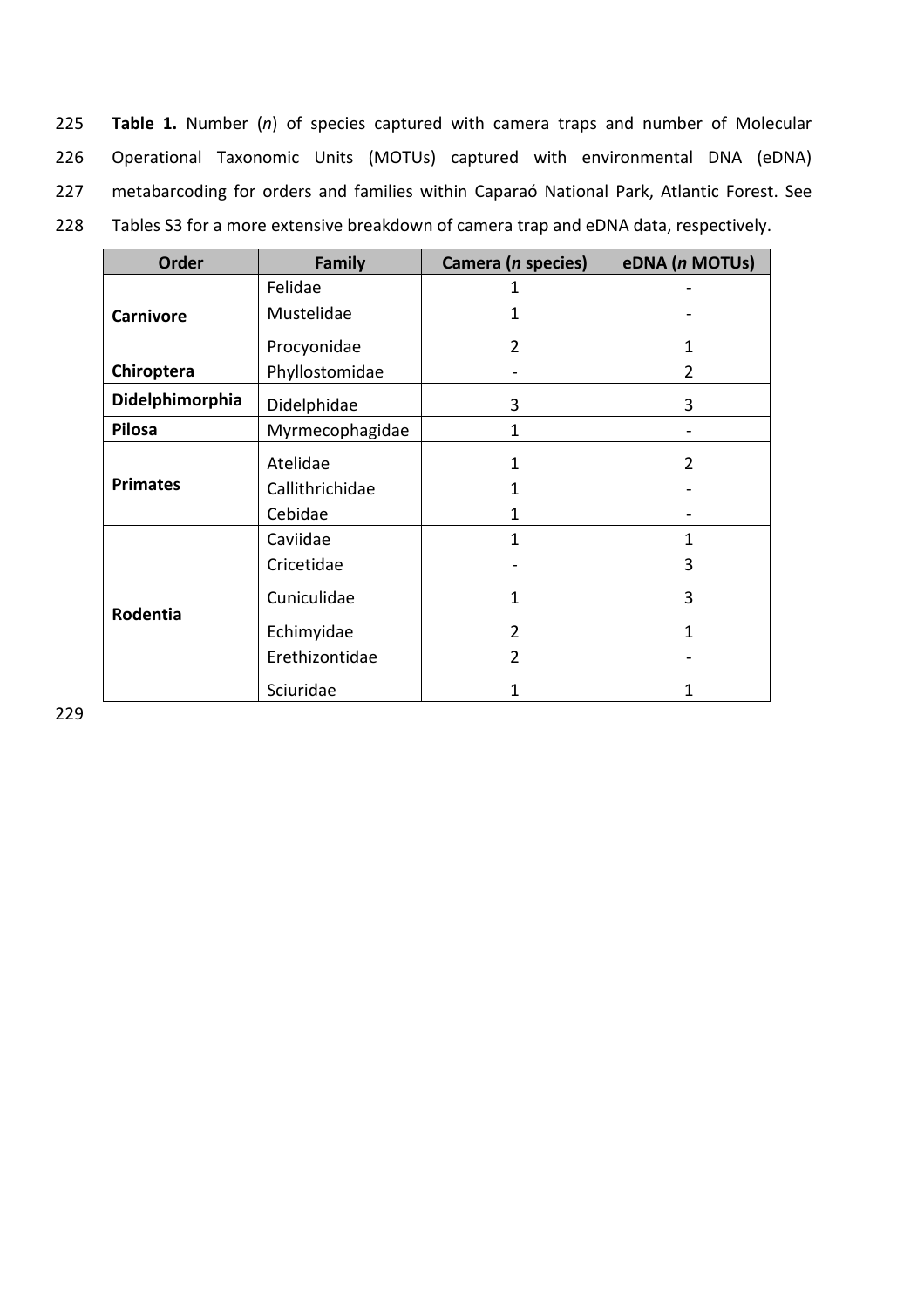**Table 1.** Number (*n*) of species captured with camera traps and number of Molecular Operational Taxonomic Units (MOTUs) captured with environmental DNA (eDNA) metabarcoding for orders and families within Caparaó National Park, Atlantic Forest. See Tables S3 for a more extensive breakdown of camera trap and eDNA data, respectively.

| Order | Family | Camera (*n* species) | eDNA (*n* MOTUs) |
|---|---|---|---|
| **Carnivore** | Felidae | 1 | - |
| | Mustelidae | 1 | - |
| | Procyonidae | 2 | 1 |
| **Chiroptera** | Phyllostomidae | - | 2 |
| **Didelphimorphia** | Didelphidae | 3 | 3 |
| **Pilosa** | Myrmecophagidae | 1 | - |
| **Primates** | Atelidae | 1 | 2 |
| | Callithrichidae | 1 | - |
| | Cebidae | 1 | - |
| **Rodentia** | Caviidae | 1 | 1 |
| | Cricetidae | - | 3 |
| | Cuniculidae | 1 | 3 |
| | Echimyidae | 2 | 1 |
| | Erethizontidae | 2 | - |
| | Sciuridae | 1 | 1 |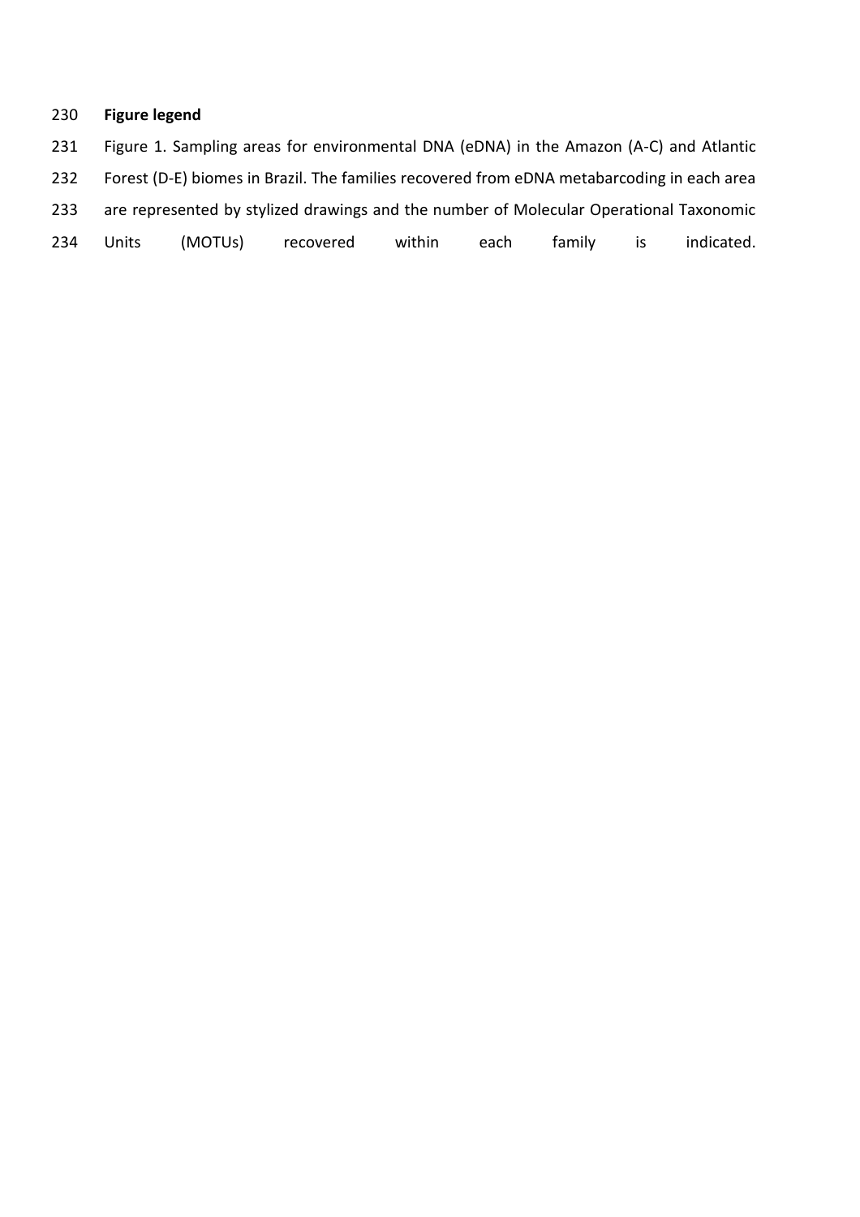**Figure legend**

Figure 1. Sampling areas for environmental DNA (eDNA) in the Amazon (A-C) and Atlantic Forest (D-E) biomes in Brazil. The families recovered from eDNA metabarcoding in each area are represented by stylized drawings and the number of Molecular Operational Taxonomic Units (MOTUs) recovered within each family is indicated.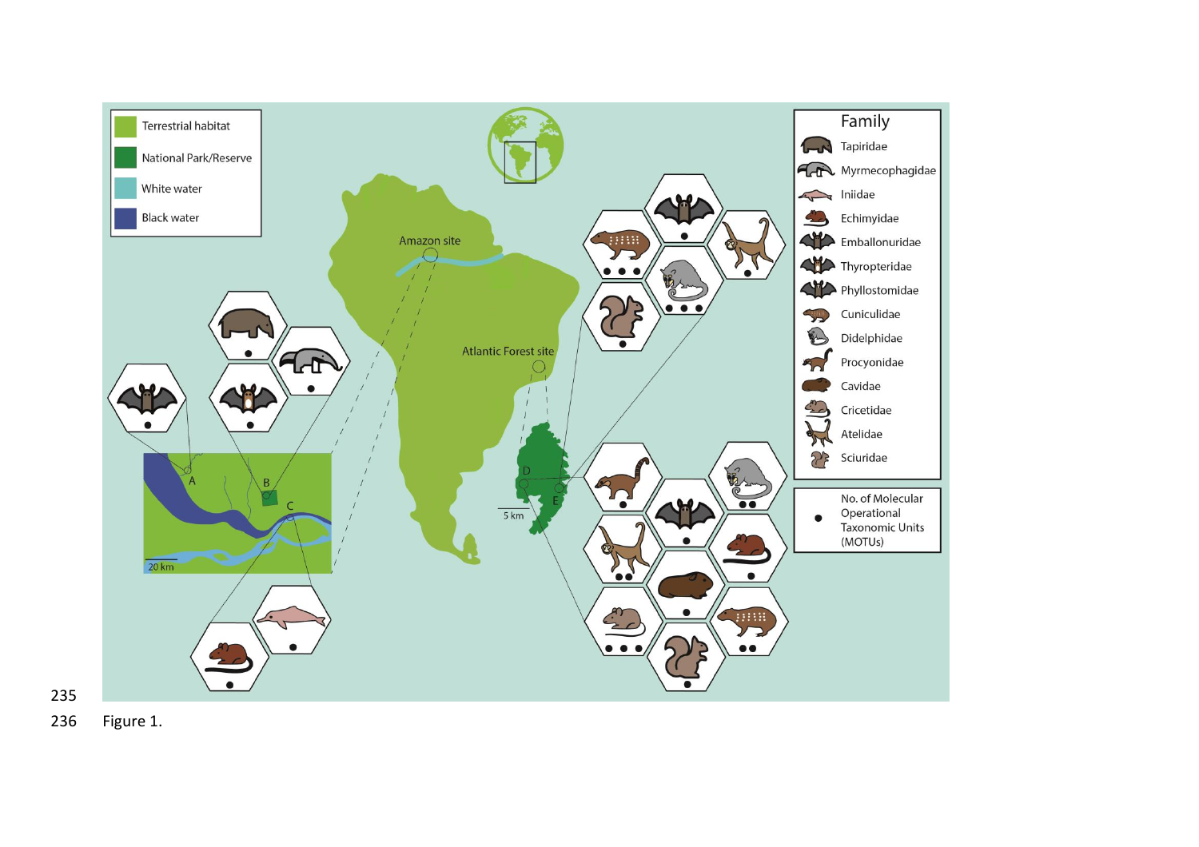Terrestrial habitat

National Park/Reserve

White water

Black water

Amazon site

Atlantic Forest site

A

B

C

D

E

20 km

5 km

Family

Tapiridae

Myrmecophagidae

Iniidae

Echimyidae

Emballonuridae

Thyropteridae

Phyllostomidae

Cuniculidae

Didelphidae

Procyonidae

Cavidae

Cricetidae

Atelidae

Sciuridae

No. of Molecular Operational Taxonomic Units (MOTUs)

Figure 1.